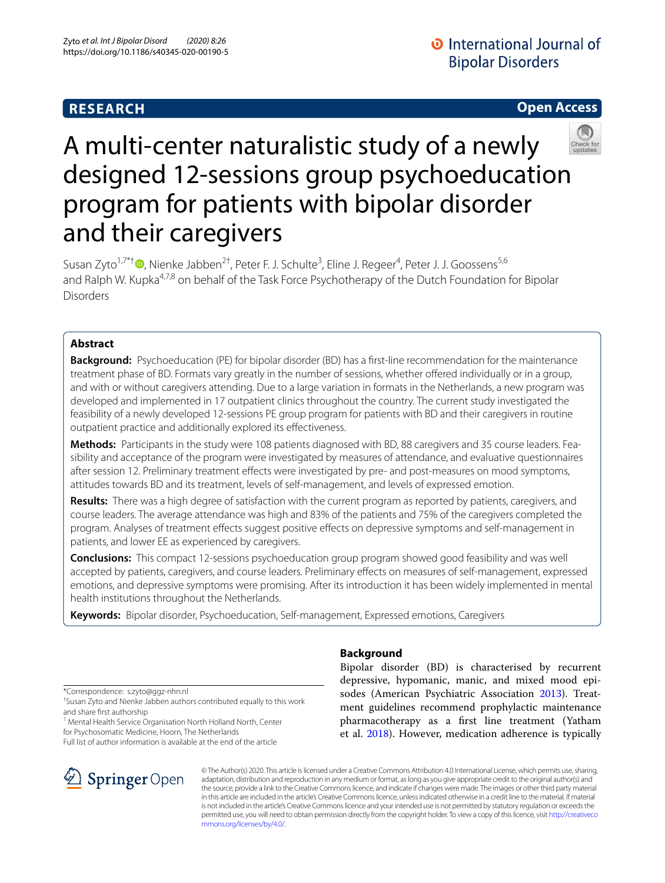RESEARCH

Open Access

# A multi-center naturalistic study of a newly designed 12-sessions group psychoeducation program for patients with bipolar disorder and their caregivers

Susan Zyto[1,7*†], Nienke Jabben[2†], Peter F. J. Schulte[3], Eline J. Regeer[4], Peter J. J. Goossens[5,6] and Ralph W. Kupka[4,7,8] on behalf of the Task Force Psychotherapy of the Dutch Foundation for Bipolar Disorders

## Abstract

**Background:** Psychoeducation (PE) for bipolar disorder (BD) has a first-line recommendation for the maintenance treatment phase of BD. Formats vary greatly in the number of sessions, whether offered individually or in a group, and with or without caregivers attending. Due to a large variation in formats in the Netherlands, a new program was developed and implemented in 17 outpatient clinics throughout the country. The current study investigated the feasibility of a newly developed 12-sessions PE group program for patients with BD and their caregivers in routine outpatient practice and additionally explored its effectiveness.

**Methods:** Participants in the study were 108 patients diagnosed with BD, 88 caregivers and 35 course leaders. Feasibility and acceptance of the program were investigated by measures of attendance, and evaluative questionnaires after session 12. Preliminary treatment effects were investigated by pre- and post-measures on mood symptoms, attitudes towards BD and its treatment, levels of self-management, and levels of expressed emotion.

**Results:** There was a high degree of satisfaction with the current program as reported by patients, caregivers, and course leaders. The average attendance was high and 83% of the patients and 75% of the caregivers completed the program. Analyses of treatment effects suggest positive effects on depressive symptoms and self-management in patients, and lower EE as experienced by caregivers.

**Conclusions:** This compact 12-sessions psychoeducation group program showed good feasibility and was well accepted by patients, caregivers, and course leaders. Preliminary effects on measures of self-management, expressed emotions, and depressive symptoms were promising. After its introduction it has been widely implemented in mental health institutions throughout the Netherlands.

**Keywords:** Bipolar disorder, Psychoeducation, Self-management, Expressed emotions, Caregivers

*Correspondence: s.zyto@ggz-nhn.nl

†Susan Zyto and Nienke Jabben authors contributed equally to this work and share first authorship

[1] Mental Health Service Organisation North Holland North, Center for Psychosomatic Medicine, Hoorn, The Netherlands

Full list of author information is available at the end of the article

## Background

Bipolar disorder (BD) is characterised by recurrent depressive, hypomanic, manic, and mixed mood episodes (American Psychiatric Association 2013). Treatment guidelines recommend prophylactic maintenance pharmacotherapy as a first line treatment (Yatham et al. 2018). However, medication adherence is typically

© The Author(s) 2020. This article is licensed under a Creative Commons Attribution 4.0 International License, which permits use, sharing, adaptation, distribution and reproduction in any medium or format, as long as you give appropriate credit to the original author(s) and the source, provide a link to the Creative Commons licence, and indicate if changes were made. The images or other third party material in this article are included in the article's Creative Commons licence, unless indicated otherwise in a credit line to the material. If material is not included in the article's Creative Commons licence and your intended use is not permitted by statutory regulation or exceeds the permitted use, you will need to obtain permission directly from the copyright holder. To view a copy of this licence, visit http://creativecommons.org/licenses/by/4.0/.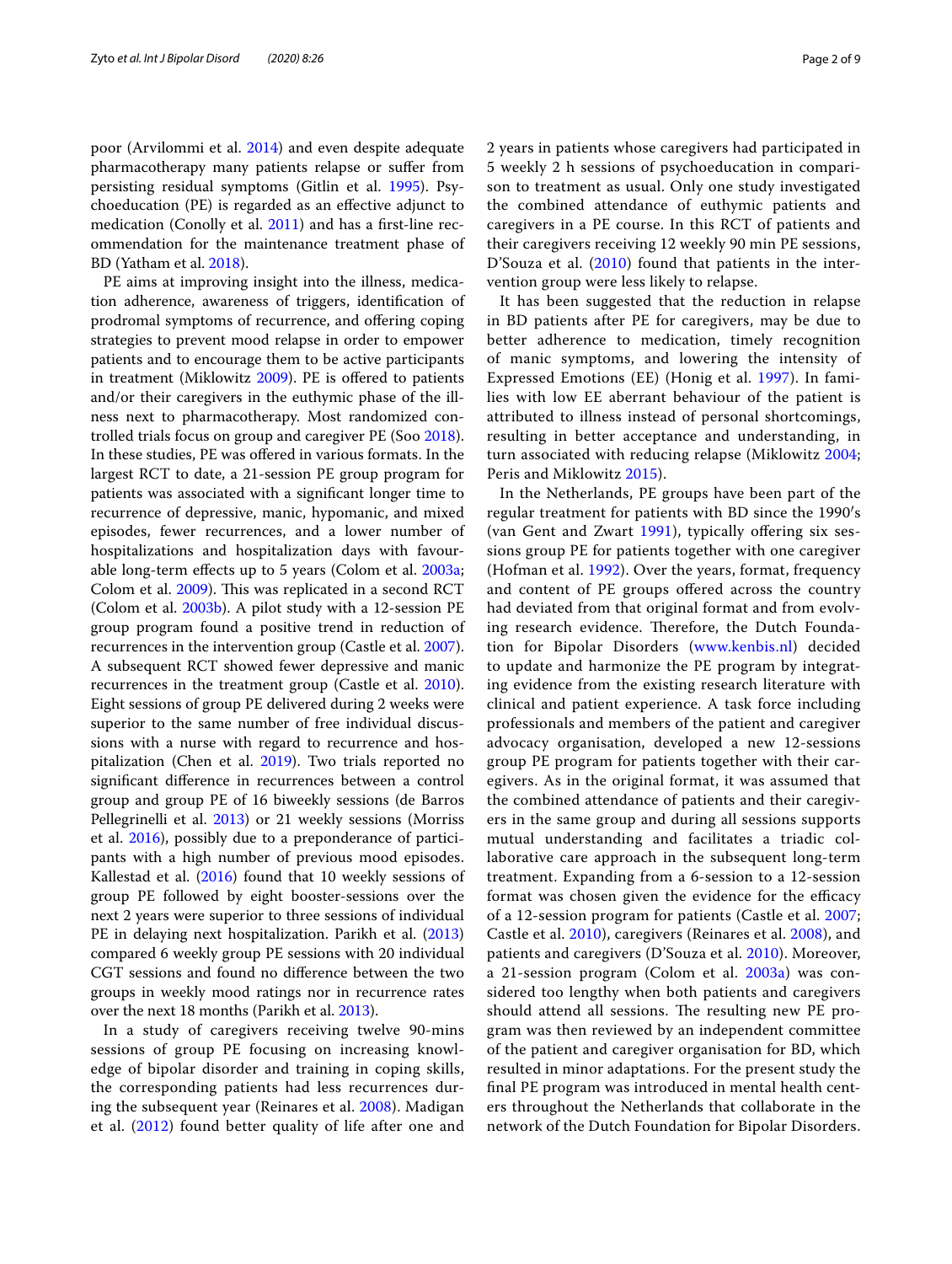poor (Arvilommi et al. 2014) and even despite adequate pharmacotherapy many patients relapse or suffer from persisting residual symptoms (Gitlin et al. 1995). Psychoeducation (PE) is regarded as an effective adjunct to medication (Conolly et al. 2011) and has a first-line recommendation for the maintenance treatment phase of BD (Yatham et al. 2018).

PE aims at improving insight into the illness, medication adherence, awareness of triggers, identification of prodromal symptoms of recurrence, and offering coping strategies to prevent mood relapse in order to empower patients and to encourage them to be active participants in treatment (Miklowitz 2009). PE is offered to patients and/or their caregivers in the euthymic phase of the illness next to pharmacotherapy. Most randomized controlled trials focus on group and caregiver PE (Soo 2018). In these studies, PE was offered in various formats. In the largest RCT to date, a 21-session PE group program for patients was associated with a significant longer time to recurrence of depressive, manic, hypomanic, and mixed episodes, fewer recurrences, and a lower number of hospitalizations and hospitalization days with favourable long-term effects up to 5 years (Colom et al. 2003a; Colom et al. 2009). This was replicated in a second RCT (Colom et al. 2003b). A pilot study with a 12-session PE group program found a positive trend in reduction of recurrences in the intervention group (Castle et al. 2007). A subsequent RCT showed fewer depressive and manic recurrences in the treatment group (Castle et al. 2010). Eight sessions of group PE delivered during 2 weeks were superior to the same number of free individual discussions with a nurse with regard to recurrence and hospitalization (Chen et al. 2019). Two trials reported no significant difference in recurrences between a control group and group PE of 16 biweekly sessions (de Barros Pellegrinelli et al. 2013) or 21 weekly sessions (Morriss et al. 2016), possibly due to a preponderance of participants with a high number of previous mood episodes. Kallestad et al. (2016) found that 10 weekly sessions of group PE followed by eight booster-sessions over the next 2 years were superior to three sessions of individual PE in delaying next hospitalization. Parikh et al. (2013) compared 6 weekly group PE sessions with 20 individual CGT sessions and found no difference between the two groups in weekly mood ratings nor in recurrence rates over the next 18 months (Parikh et al. 2013).

In a study of caregivers receiving twelve 90-mins sessions of group PE focusing on increasing knowledge of bipolar disorder and training in coping skills, the corresponding patients had less recurrences during the subsequent year (Reinares et al. 2008). Madigan et al. (2012) found better quality of life after one and 2 years in patients whose caregivers had participated in 5 weekly 2 h sessions of psychoeducation in comparison to treatment as usual. Only one study investigated the combined attendance of euthymic patients and caregivers in a PE course. In this RCT of patients and their caregivers receiving 12 weekly 90 min PE sessions, D'Souza et al. (2010) found that patients in the intervention group were less likely to relapse.

It has been suggested that the reduction in relapse in BD patients after PE for caregivers, may be due to better adherence to medication, timely recognition of manic symptoms, and lowering the intensity of Expressed Emotions (EE) (Honig et al. 1997). In families with low EE aberrant behaviour of the patient is attributed to illness instead of personal shortcomings, resulting in better acceptance and understanding, in turn associated with reducing relapse (Miklowitz 2004; Peris and Miklowitz 2015).

In the Netherlands, PE groups have been part of the regular treatment for patients with BD since the 1990′s (van Gent and Zwart 1991), typically offering six sessions group PE for patients together with one caregiver (Hofman et al. 1992). Over the years, format, frequency and content of PE groups offered across the country had deviated from that original format and from evolving research evidence. Therefore, the Dutch Foundation for Bipolar Disorders (www.kenbis.nl) decided to update and harmonize the PE program by integrating evidence from the existing research literature with clinical and patient experience. A task force including professionals and members of the patient and caregiver advocacy organisation, developed a new 12-sessions group PE program for patients together with their caregivers. As in the original format, it was assumed that the combined attendance of patients and their caregivers in the same group and during all sessions supports mutual understanding and facilitates a triadic collaborative care approach in the subsequent long-term treatment. Expanding from a 6-session to a 12-session format was chosen given the evidence for the efficacy of a 12-session program for patients (Castle et al. 2007; Castle et al. 2010), caregivers (Reinares et al. 2008), and patients and caregivers (D'Souza et al. 2010). Moreover, a 21-session program (Colom et al. 2003a) was considered too lengthy when both patients and caregivers should attend all sessions. The resulting new PE program was then reviewed by an independent committee of the patient and caregiver organisation for BD, which resulted in minor adaptations. For the present study the final PE program was introduced in mental health centers throughout the Netherlands that collaborate in the network of the Dutch Foundation for Bipolar Disorders.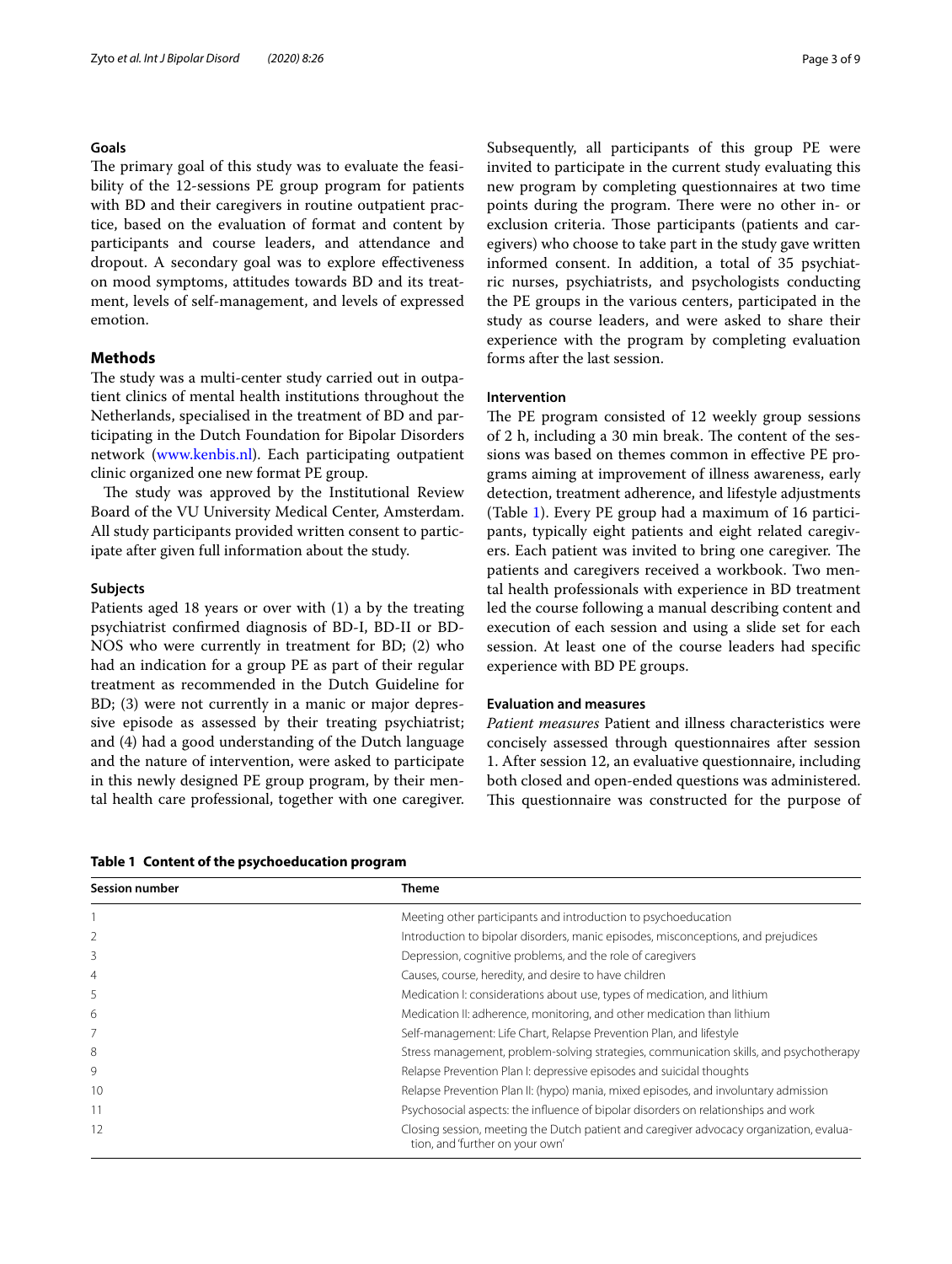## Goals

The primary goal of this study was to evaluate the feasibility of the 12-sessions PE group program for patients with BD and their caregivers in routine outpatient practice, based on the evaluation of format and content by participants and course leaders, and attendance and dropout. A secondary goal was to explore effectiveness on mood symptoms, attitudes towards BD and its treatment, levels of self-management, and levels of expressed emotion.

## Methods

The study was a multi-center study carried out in outpatient clinics of mental health institutions throughout the Netherlands, specialised in the treatment of BD and participating in the Dutch Foundation for Bipolar Disorders network (www.kenbis.nl). Each participating outpatient clinic organized one new format PE group.

The study was approved by the Institutional Review Board of the VU University Medical Center, Amsterdam. All study participants provided written consent to participate after given full information about the study.

### Subjects

Patients aged 18 years or over with (1) a by the treating psychiatrist confirmed diagnosis of BD-I, BD-II or BD-NOS who were currently in treatment for BD; (2) who had an indication for a group PE as part of their regular treatment as recommended in the Dutch Guideline for BD; (3) were not currently in a manic or major depressive episode as assessed by their treating psychiatrist; and (4) had a good understanding of the Dutch language and the nature of intervention, were asked to participate in this newly designed PE group program, by their mental health care professional, together with one caregiver. Subsequently, all participants of this group PE were invited to participate in the current study evaluating this new program by completing questionnaires at two time points during the program. There were no other in- or exclusion criteria. Those participants (patients and caregivers) who choose to take part in the study gave written informed consent. In addition, a total of 35 psychiatric nurses, psychiatrists, and psychologists conducting the PE groups in the various centers, participated in the study as course leaders, and were asked to share their experience with the program by completing evaluation forms after the last session.

### Intervention

The PE program consisted of 12 weekly group sessions of 2 h, including a 30 min break. The content of the sessions was based on themes common in effective PE programs aiming at improvement of illness awareness, early detection, treatment adherence, and lifestyle adjustments (Table 1). Every PE group had a maximum of 16 participants, typically eight patients and eight related caregivers. Each patient was invited to bring one caregiver. The patients and caregivers received a workbook. Two mental health professionals with experience in BD treatment led the course following a manual describing content and execution of each session and using a slide set for each session. At least one of the course leaders had specific experience with BD PE groups.

### Evaluation and measures

*Patient measures* Patient and illness characteristics were concisely assessed through questionnaires after session 1. After session 12, an evaluative questionnaire, including both closed and open-ended questions was administered. This questionnaire was constructed for the purpose of

**Table 1 Content of the psychoeducation program**

| Session number | Theme |
|---|---|
| 1 | Meeting other participants and introduction to psychoeducation |
| 2 | Introduction to bipolar disorders, manic episodes, misconceptions, and prejudices |
| 3 | Depression, cognitive problems, and the role of caregivers |
| 4 | Causes, course, heredity, and desire to have children |
| 5 | Medication I: considerations about use, types of medication, and lithium |
| 6 | Medication II: adherence, monitoring, and other medication than lithium |
| 7 | Self-management: Life Chart, Relapse Prevention Plan, and lifestyle |
| 8 | Stress management, problem-solving strategies, communication skills, and psychotherapy |
| 9 | Relapse Prevention Plan I: depressive episodes and suicidal thoughts |
| 10 | Relapse Prevention Plan II: (hypo) mania, mixed episodes, and involuntary admission |
| 11 | Psychosocial aspects: the influence of bipolar disorders on relationships and work |
| 12 | Closing session, meeting the Dutch patient and caregiver advocacy organization, evaluation, and 'further on your own' |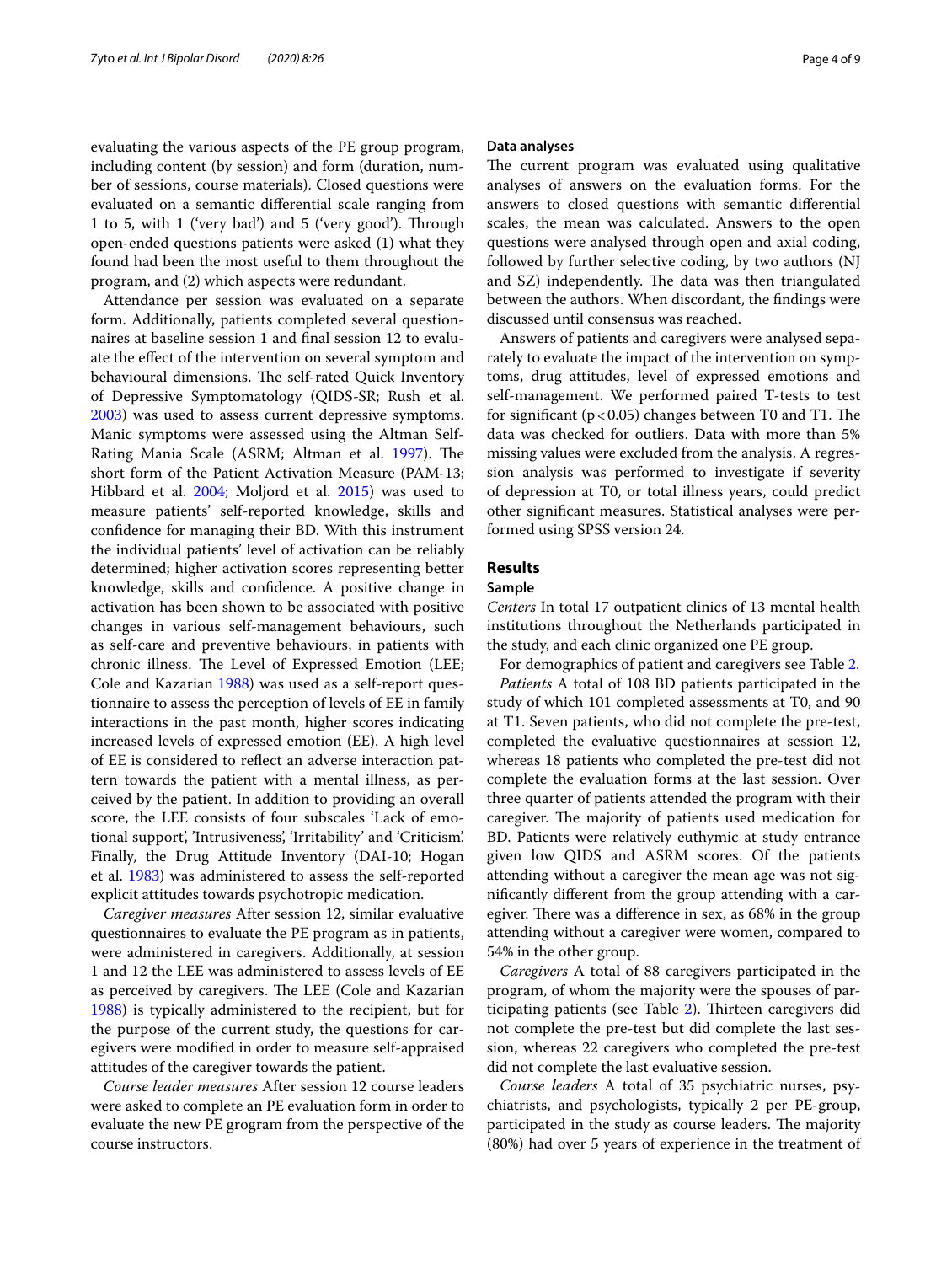evaluating the various aspects of the PE group program, including content (by session) and form (duration, number of sessions, course materials). Closed questions were evaluated on a semantic differential scale ranging from 1 to 5, with 1 ('very bad') and 5 ('very good'). Through open-ended questions patients were asked (1) what they found had been the most useful to them throughout the program, and (2) which aspects were redundant.

Attendance per session was evaluated on a separate form. Additionally, patients completed several questionnaires at baseline session 1 and final session 12 to evaluate the effect of the intervention on several symptom and behavioural dimensions. The self-rated Quick Inventory of Depressive Symptomatology (QIDS-SR; Rush et al. 2003) was used to assess current depressive symptoms. Manic symptoms were assessed using the Altman Self-Rating Mania Scale (ASRM; Altman et al. 1997). The short form of the Patient Activation Measure (PAM-13; Hibbard et al. 2004; Moljord et al. 2015) was used to measure patients' self-reported knowledge, skills and confidence for managing their BD. With this instrument the individual patients' level of activation can be reliably determined; higher activation scores representing better knowledge, skills and confidence. A positive change in activation has been shown to be associated with positive changes in various self-management behaviours, such as self-care and preventive behaviours, in patients with chronic illness. The Level of Expressed Emotion (LEE; Cole and Kazarian 1988) was used as a self-report questionnaire to assess the perception of levels of EE in family interactions in the past month, higher scores indicating increased levels of expressed emotion (EE). A high level of EE is considered to reflect an adverse interaction pattern towards the patient with a mental illness, as perceived by the patient. In addition to providing an overall score, the LEE consists of four subscales 'Lack of emotional support', 'Intrusiveness', 'Irritability' and 'Criticism'. Finally, the Drug Attitude Inventory (DAI-10; Hogan et al. 1983) was administered to assess the self-reported explicit attitudes towards psychotropic medication.

*Caregiver measures* After session 12, similar evaluative questionnaires to evaluate the PE program as in patients, were administered in caregivers. Additionally, at session 1 and 12 the LEE was administered to assess levels of EE as perceived by caregivers. The LEE (Cole and Kazarian 1988) is typically administered to the recipient, but for the purpose of the current study, the questions for caregivers were modified in order to measure self-appraised attitudes of the caregiver towards the patient.

*Course leader measures* After session 12 course leaders were asked to complete an PE evaluation form in order to evaluate the new PE grogram from the perspective of the course instructors.

### Data analyses

The current program was evaluated using qualitative analyses of answers on the evaluation forms. For the answers to closed questions with semantic differential scales, the mean was calculated. Answers to the open questions were analysed through open and axial coding, followed by further selective coding, by two authors (NJ and SZ) independently. The data was then triangulated between the authors. When discordant, the findings were discussed until consensus was reached.

Answers of patients and caregivers were analysed separately to evaluate the impact of the intervention on symptoms, drug attitudes, level of expressed emotions and self-management. We performed paired T-tests to test for significant ($p < 0.05$) changes between T0 and T1. The data was checked for outliers. Data with more than 5% missing values were excluded from the analysis. A regression analysis was performed to investigate if severity of depression at T0, or total illness years, could predict other significant measures. Statistical analyses were performed using SPSS version 24.

## Results

### Sample

*Centers* In total 17 outpatient clinics of 13 mental health institutions throughout the Netherlands participated in the study, and each clinic organized one PE group.

For demographics of patient and caregivers see Table 2.

*Patients* A total of 108 BD patients participated in the study of which 101 completed assessments at T0, and 90 at T1. Seven patients, who did not complete the pre-test, completed the evaluative questionnaires at session 12, whereas 18 patients who completed the pre-test did not complete the evaluation forms at the last session. Over three quarter of patients attended the program with their caregiver. The majority of patients used medication for BD. Patients were relatively euthymic at study entrance given low QIDS and ASRM scores. Of the patients attending without a caregiver the mean age was not significantly different from the group attending with a caregiver. There was a difference in sex, as 68% in the group attending without a caregiver were women, compared to 54% in the other group.

*Caregivers* A total of 88 caregivers participated in the program, of whom the majority were the spouses of participating patients (see Table 2). Thirteen caregivers did not complete the pre-test but did complete the last session, whereas 22 caregivers who completed the pre-test did not complete the last evaluative session.

*Course leaders* A total of 35 psychiatric nurses, psychiatrists, and psychologists, typically 2 per PE-group, participated in the study as course leaders. The majority (80%) had over 5 years of experience in the treatment of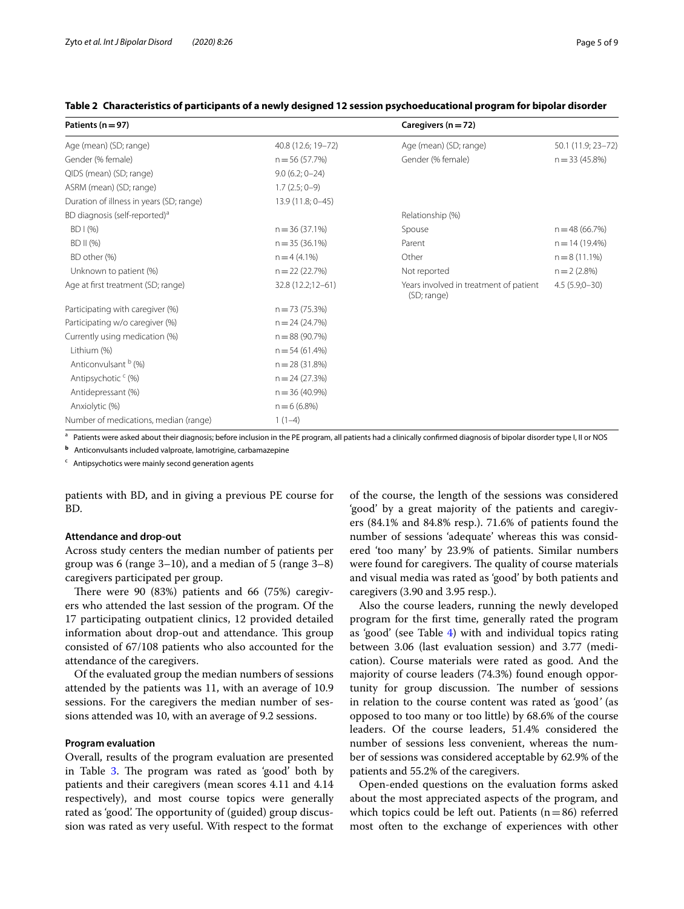**Table 2 Characteristics of participants of a newly designed 12 session psychoeducational program for bipolar disorder**

| Patients (n = 97) | | Caregivers (n = 72) | |
|---|---|---|---|
| Age (mean) (SD; range) | 40.8 (12.6; 19–72) | Age (mean) (SD; range) | 50.1 (11.9; 23–72) |
| Gender (% female) | n = 56 (57.7%) | Gender (% female) | n = 33 (45.8%) |
| QIDS (mean) (SD; range) | 9.0 (6.2; 0–24) | | |
| ASRM (mean) (SD; range) | 1.7 (2.5; 0–9) | | |
| Duration of illness in years (SD; range) | 13.9 (11.8; 0–45) | | |
| BD diagnosis (self-reported)[a] | | Relationship (%) | |
| BD I (%) | n = 36 (37.1%) | Spouse | n = 48 (66.7%) |
| BD II (%) | n = 35 (36.1%) | Parent | n = 14 (19.4%) |
| BD other (%) | n = 4 (4.1%) | Other | n = 8 (11.1%) |
| Unknown to patient (%) | n = 22 (22.7%) | Not reported | n = 2 (2.8%) |
| Age at first treatment (SD; range) | 32.8 (12.2;12–61) | Years involved in treatment of patient (SD; range) | 4.5 (5.9;0–30) |
| Participating with caregiver (%) | n = 73 (75.3%) | | |
| Participating w/o caregiver (%) | n = 24 (24.7%) | | |
| Currently using medication (%) | n = 88 (90.7%) | | |
| Lithium (%) | n = 54 (61.4%) | | |
| Anticonvulsant [b] (%) | n = 28 (31.8%) | | |
| Antipsychotic [c] (%) | n = 24 (27.3%) | | |
| Antidepressant (%) | n = 36 (40.9%) | | |
| Anxiolytic (%) | n = 6 (6.8%) | | |
| Number of medications, median (range) | 1 (1–4) | | |

[a] Patients were asked about their diagnosis; before inclusion in the PE program, all patients had a clinically confirmed diagnosis of bipolar disorder type I, II or NOS

[b] Anticonvulsants included valproate, lamotrigine, carbamazepine

[c] Antipsychotics were mainly second generation agents

patients with BD, and in giving a previous PE course for BD.

#### Attendance and drop-out

Across study centers the median number of patients per group was 6 (range 3–10), and a median of 5 (range 3–8) caregivers participated per group.

There were 90 (83%) patients and 66 (75%) caregivers who attended the last session of the program. Of the 17 participating outpatient clinics, 12 provided detailed information about drop-out and attendance. This group consisted of 67/108 patients who also accounted for the attendance of the caregivers.

Of the evaluated group the median numbers of sessions attended by the patients was 11, with an average of 10.9 sessions. For the caregivers the median number of sessions attended was 10, with an average of 9.2 sessions.

#### Program evaluation

Overall, results of the program evaluation are presented in Table 3. The program was rated as 'good' both by patients and their caregivers (mean scores 4.11 and 4.14 respectively), and most course topics were generally rated as 'good'. The opportunity of (guided) group discussion was rated as very useful. With respect to the format of the course, the length of the sessions was considered 'good' by a great majority of the patients and caregivers (84.1% and 84.8% resp.). 71.6% of patients found the number of sessions 'adequate' whereas this was considered 'too many' by 23.9% of patients. Similar numbers were found for caregivers. The quality of course materials and visual media was rated as 'good' by both patients and caregivers (3.90 and 3.95 resp.).

Also the course leaders, running the newly developed program for the first time, generally rated the program as 'good' (see Table 4) with and individual topics rating between 3.06 (last evaluation session) and 3.77 (medication). Course materials were rated as good. And the majority of course leaders (74.3%) found enough opportunity for group discussion. The number of sessions in relation to the course content was rated as 'good*'* (as opposed to too many or too little) by 68.6% of the course leaders. Of the course leaders, 51.4% considered the number of sessions less convenient, whereas the number of sessions was considered acceptable by 62.9% of the patients and 55.2% of the caregivers.

Open-ended questions on the evaluation forms asked about the most appreciated aspects of the program, and which topics could be left out. Patients (n = 86) referred most often to the exchange of experiences with other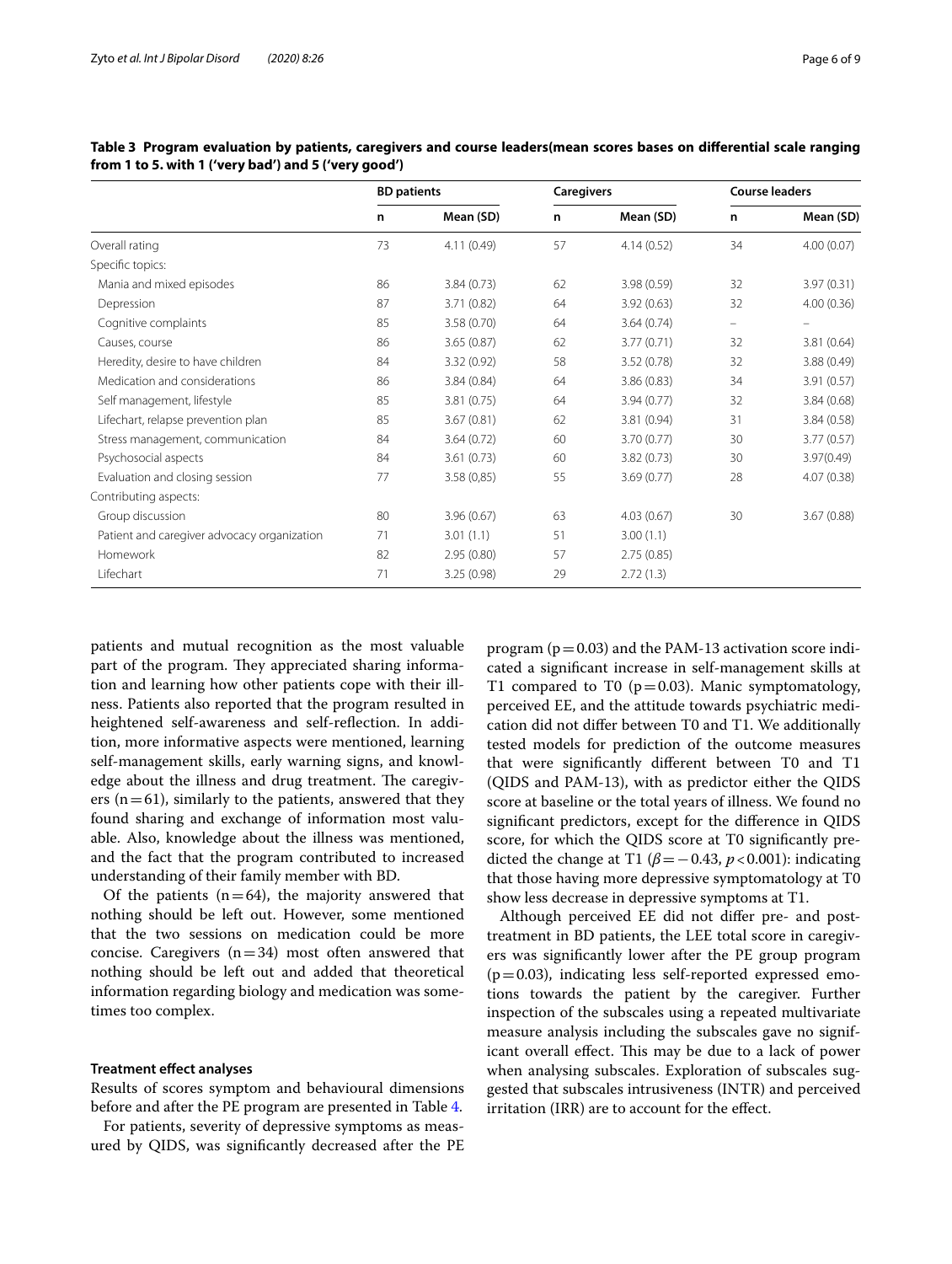**Table 3 Program evaluation by patients, caregivers and course leaders(mean scores bases on differential scale ranging from 1 to 5. with 1 ('very bad') and 5 ('very good')**

| | BD patients | | Caregivers | | Course leaders | |
|---|---|---|---|---|---|---|
| | n | Mean (SD) | n | Mean (SD) | n | Mean (SD) |
| Overall rating | 73 | 4.11 (0.49) | 57 | 4.14 (0.52) | 34 | 4.00 (0.07) |
| Specific topics: | | | | | | |
| Mania and mixed episodes | 86 | 3.84 (0.73) | 62 | 3.98 (0.59) | 32 | 3.97 (0.31) |
| Depression | 87 | 3.71 (0.82) | 64 | 3.92 (0.63) | 32 | 4.00 (0.36) |
| Cognitive complaints | 85 | 3.58 (0.70) | 64 | 3.64 (0.74) | – | – |
| Causes, course | 86 | 3.65 (0.87) | 62 | 3.77 (0.71) | 32 | 3.81 (0.64) |
| Heredity, desire to have children | 84 | 3.32 (0.92) | 58 | 3.52 (0.78) | 32 | 3.88 (0.49) |
| Medication and considerations | 86 | 3.84 (0.84) | 64 | 3.86 (0.83) | 34 | 3.91 (0.57) |
| Self management, lifestyle | 85 | 3.81 (0.75) | 64 | 3.94 (0.77) | 32 | 3.84 (0.68) |
| Lifechart, relapse prevention plan | 85 | 3.67 (0.81) | 62 | 3.81 (0.94) | 31 | 3.84 (0.58) |
| Stress management, communication | 84 | 3.64 (0.72) | 60 | 3.70 (0.77) | 30 | 3.77 (0.57) |
| Psychosocial aspects | 84 | 3.61 (0.73) | 60 | 3.82 (0.73) | 30 | 3.97(0.49) |
| Evaluation and closing session | 77 | 3.58 (0,85) | 55 | 3.69 (0.77) | 28 | 4.07 (0.38) |
| Contributing aspects: | | | | | | |
| Group discussion | 80 | 3.96 (0.67) | 63 | 4.03 (0.67) | 30 | 3.67 (0.88) |
| Patient and caregiver advocacy organization | 71 | 3.01 (1.1) | 51 | 3.00 (1.1) | | |
| Homework | 82 | 2.95 (0.80) | 57 | 2.75 (0.85) | | |
| Lifechart | 71 | 3.25 (0.98) | 29 | 2.72 (1.3) | | |

patients and mutual recognition as the most valuable part of the program. They appreciated sharing information and learning how other patients cope with their illness. Patients also reported that the program resulted in heightened self-awareness and self-reflection. In addition, more informative aspects were mentioned, learning self-management skills, early warning signs, and knowledge about the illness and drug treatment. The caregivers ($n=61$), similarly to the patients, answered that they found sharing and exchange of information most valuable. Also, knowledge about the illness was mentioned, and the fact that the program contributed to increased understanding of their family member with BD.

Of the patients ($n=64$), the majority answered that nothing should be left out. However, some mentioned that the two sessions on medication could be more concise. Caregivers ($n=34$) most often answered that nothing should be left out and added that theoretical information regarding biology and medication was sometimes too complex.

### Treatment effect analyses

Results of scores symptom and behavioural dimensions before and after the PE program are presented in Table 4.

For patients, severity of depressive symptoms as measured by QIDS, was significantly decreased after the PE program ($p=0.03$) and the PAM-13 activation score indicated a significant increase in self-management skills at T1 compared to T0 ($p=0.03$). Manic symptomatology, perceived EE, and the attitude towards psychiatric medication did not differ between T0 and T1. We additionally tested models for prediction of the outcome measures that were significantly different between T0 and T1 (QIDS and PAM-13), with as predictor either the QIDS score at baseline or the total years of illness. We found no significant predictors, except for the difference in QIDS score, for which the QIDS score at T0 significantly predicted the change at T1 ($\beta=-0.43$, $p<0.001$): indicating that those having more depressive symptomatology at T0 show less decrease in depressive symptoms at T1.

Although perceived EE did not differ pre- and post-treatment in BD patients, the LEE total score in caregivers was significantly lower after the PE group program ($p=0.03$), indicating less self-reported expressed emotions towards the patient by the caregiver. Further inspection of the subscales using a repeated multivariate measure analysis including the subscales gave no significant overall effect. This may be due to a lack of power when analysing subscales. Exploration of subscales suggested that subscales intrusiveness (INTR) and perceived irritation (IRR) are to account for the effect.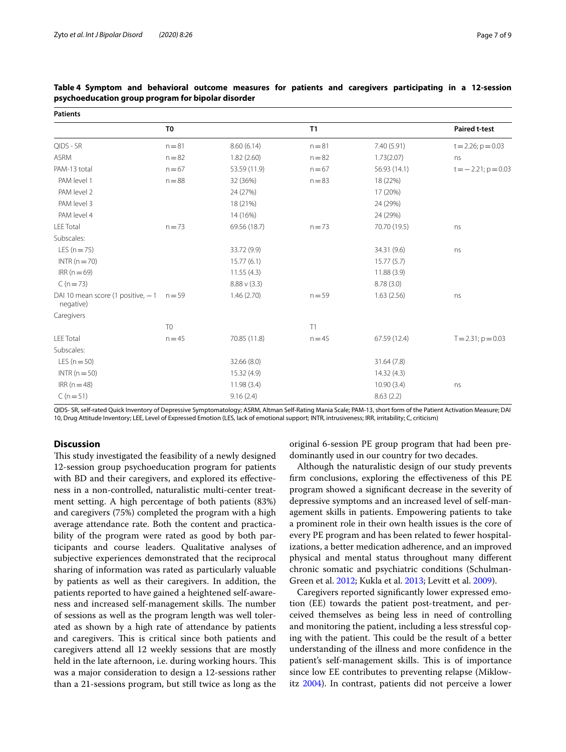**Table 4 Symptom and behavioral outcome measures for patients and caregivers participating in a 12-session psychoeducation group program for bipolar disorder**

| Patients | | | | | |
|---|---|---|---|---|---|
| | T0 | | T1 | | Paired t-test |
| QIDS - SR | n = 81 | 8.60 (6.14) | n = 81 | 7.40 (5.91) | t = 2.26; p = 0.03 |
| ASRM | n = 82 | 1.82 (2.60) | n = 82 | 1.73(2.07) | ns |
| PAM-13 total | n = 67 | 53.59 (11.9) | n = 67 | 56.93 (14.1) | t = − 2.21; p = 0.03 |
| PAM level 1 | n = 88 | 32 (36%) | n = 83 | 18 (22%) | |
| PAM level 2 | | 24 (27%) | | 17 (20%) | |
| PAM level 3 | | 18 (21%) | | 24 (29%) | |
| PAM level 4 | | 14 (16%) | | 24 (29%) | |
| LEE Total | n = 73 | 69.56 (18.7) | n = 73 | 70.70 (19.5) | ns |
| Subscales: | | | | | |
| LES (n = 75) | | 33.72 (9.9) | | 34.31 (9.6) | ns |
| INTR (n = 70) | | 15.77 (6.1) | | 15.77 (5.7) | |
| IRR (n = 69) | | 11.55 (4.3) | | 11.88 (3.9) | |
| C (n = 73) | | 8.88 v (3.3) | | 8.78 (3.0) | |
| DAI 10 mean score (1 positive, − 1 negative) | n = 59 | 1.46 (2.70) | n = 59 | 1.63 (2.56) | ns |
| Caregivers | | | | | |
| | T0 | | T1 | | |
| LEE Total | n = 45 | 70.85 (11.8) | n = 45 | 67.59 (12.4) | T = 2.31; p = 0.03 |
| Subscales: | | | | | |
| LES (n = 50) | | 32.66 (8.0) | | 31.64 (7.8) | |
| INTR (n = 50) | | 15.32 (4.9) | | 14.32 (4.3) | |
| IRR (n = 48) | | 11.98 (3.4) | | 10.90 (3.4) | ns |
| C (n = 51) | | 9.16 (2.4) | | 8.63 (2.2) | |

QIDS- SR, self-rated Quick Inventory of Depressive Symptomatology; ASRM, Altman Self-Rating Mania Scale; PAM-13, short form of the Patient Activation Measure; DAI 10, Drug Attitude Inventory; LEE, Level of Expressed Emotion (LES, lack of emotional support; INTR, intrusiveness; IRR, irritability; C, criticism)

## Discussion

This study investigated the feasibility of a newly designed 12-session group psychoeducation program for patients with BD and their caregivers, and explored its effectiveness in a non-controlled, naturalistic multi-center treatment setting. A high percentage of both patients (83%) and caregivers (75%) completed the program with a high average attendance rate. Both the content and practicability of the program were rated as good by both participants and course leaders. Qualitative analyses of subjective experiences demonstrated that the reciprocal sharing of information was rated as particularly valuable by patients as well as their caregivers. In addition, the patients reported to have gained a heightened self-awareness and increased self-management skills. The number of sessions as well as the program length was well tolerated as shown by a high rate of attendance by patients and caregivers. This is critical since both patients and caregivers attend all 12 weekly sessions that are mostly held in the late afternoon, i.e. during working hours. This was a major consideration to design a 12-sessions rather than a 21-sessions program, but still twice as long as the original 6-session PE group program that had been predominantly used in our country for two decades.

Although the naturalistic design of our study prevents firm conclusions, exploring the effectiveness of this PE program showed a significant decrease in the severity of depressive symptoms and an increased level of self-management skills in patients. Empowering patients to take a prominent role in their own health issues is the core of every PE program and has been related to fewer hospitalizations, a better medication adherence, and an improved physical and mental status throughout many different chronic somatic and psychiatric conditions (Schulman-Green et al. 2012; Kukla et al. 2013; Levitt et al. 2009).

Caregivers reported significantly lower expressed emotion (EE) towards the patient post-treatment, and perceived themselves as being less in need of controlling and monitoring the patient, including a less stressful coping with the patient. This could be the result of a better understanding of the illness and more confidence in the patient's self-management skills. This is of importance since low EE contributes to preventing relapse (Miklowitz 2004). In contrast, patients did not perceive a lower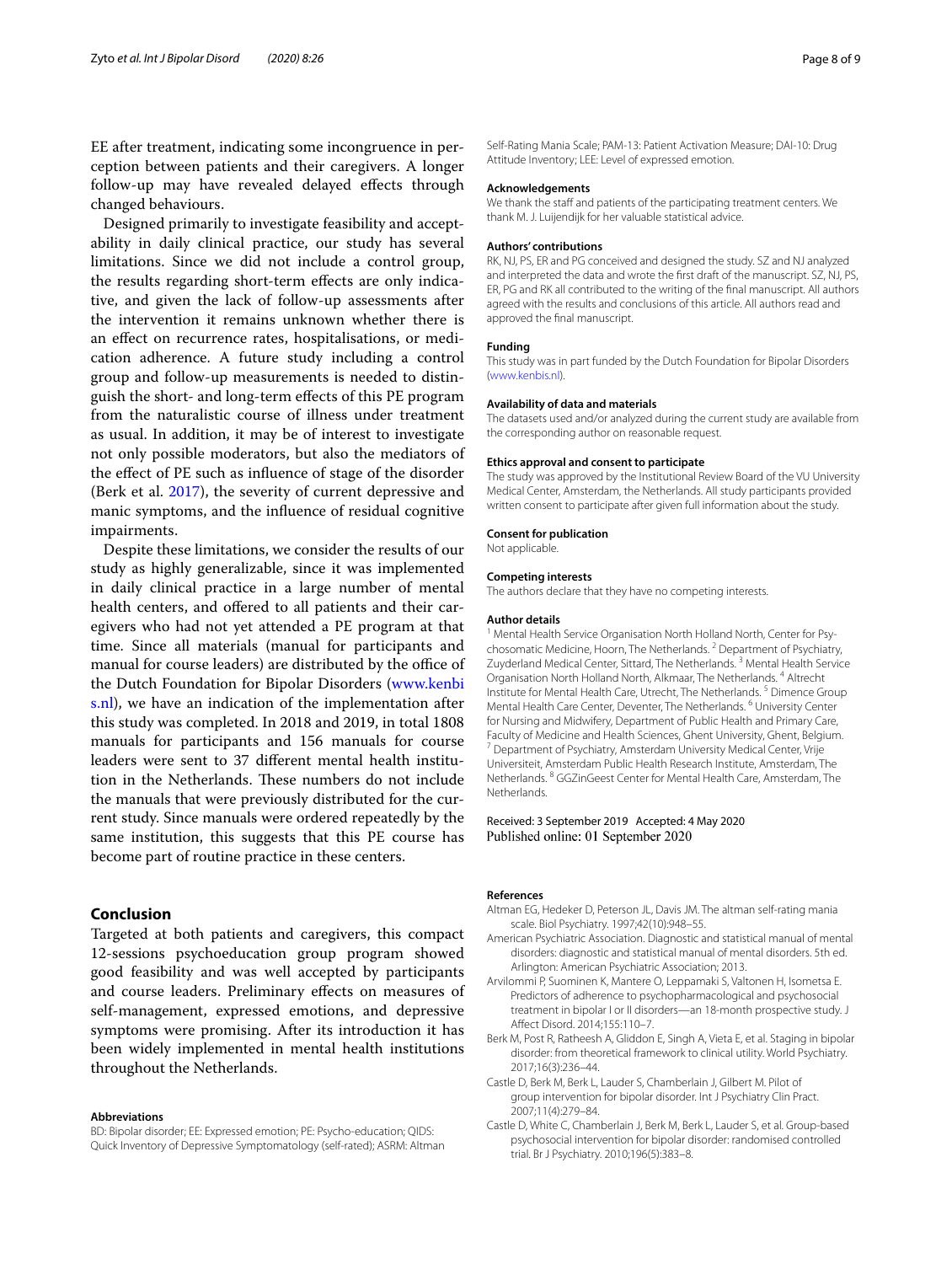EE after treatment, indicating some incongruence in perception between patients and their caregivers. A longer follow-up may have revealed delayed effects through changed behaviours.

Designed primarily to investigate feasibility and acceptability in daily clinical practice, our study has several limitations. Since we did not include a control group, the results regarding short-term effects are only indicative, and given the lack of follow-up assessments after the intervention it remains unknown whether there is an effect on recurrence rates, hospitalisations, or medication adherence. A future study including a control group and follow-up measurements is needed to distinguish the short- and long-term effects of this PE program from the naturalistic course of illness under treatment as usual. In addition, it may be of interest to investigate not only possible moderators, but also the mediators of the effect of PE such as influence of stage of the disorder (Berk et al. 2017), the severity of current depressive and manic symptoms, and the influence of residual cognitive impairments.

Despite these limitations, we consider the results of our study as highly generalizable, since it was implemented in daily clinical practice in a large number of mental health centers, and offered to all patients and their caregivers who had not yet attended a PE program at that time. Since all materials (manual for participants and manual for course leaders) are distributed by the office of the Dutch Foundation for Bipolar Disorders (www.kenbis.nl), we have an indication of the implementation after this study was completed. In 2018 and 2019, in total 1808 manuals for participants and 156 manuals for course leaders were sent to 37 different mental health institution in the Netherlands. These numbers do not include the manuals that were previously distributed for the current study. Since manuals were ordered repeatedly by the same institution, this suggests that this PE course has become part of routine practice in these centers.

## Conclusion

Targeted at both patients and caregivers, this compact 12-sessions psychoeducation group program showed good feasibility and was well accepted by participants and course leaders. Preliminary effects on measures of self-management, expressed emotions, and depressive symptoms were promising. After its introduction it has been widely implemented in mental health institutions throughout the Netherlands.

#### Abbreviations

BD: Bipolar disorder; EE: Expressed emotion; PE: Psycho-education; QIDS: Quick Inventory of Depressive Symptomatology (self-rated); ASRM: Altman Self-Rating Mania Scale; PAM-13: Patient Activation Measure; DAI-10: Drug Attitude Inventory; LEE: Level of expressed emotion.

#### Acknowledgements

We thank the staff and patients of the participating treatment centers. We thank M. J. Luijendijk for her valuable statistical advice.

#### Authors' contributions

RK, NJ, PS, ER and PG conceived and designed the study. SZ and NJ analyzed and interpreted the data and wrote the first draft of the manuscript. SZ, NJ, PS, ER, PG and RK all contributed to the writing of the final manuscript. All authors agreed with the results and conclusions of this article. All authors read and approved the final manuscript.

#### Funding

This study was in part funded by the Dutch Foundation for Bipolar Disorders (www.kenbis.nl).

#### Availability of data and materials

The datasets used and/or analyzed during the current study are available from the corresponding author on reasonable request.

#### Ethics approval and consent to participate

The study was approved by the Institutional Review Board of the VU University Medical Center, Amsterdam, the Netherlands. All study participants provided written consent to participate after given full information about the study.

#### Consent for publication

Not applicable.

#### Competing interests

The authors declare that they have no competing interests.

#### Author details

[1] Mental Health Service Organisation North Holland North, Center for Psychosomatic Medicine, Hoorn, The Netherlands. [2] Department of Psychiatry, Zuyderland Medical Center, Sittard, The Netherlands. [3] Mental Health Service Organisation North Holland North, Alkmaar, The Netherlands. [4] Altrecht Institute for Mental Health Care, Utrecht, The Netherlands. [5] Dimence Group Mental Health Care Center, Deventer, The Netherlands. [6] University Center for Nursing and Midwifery, Department of Public Health and Primary Care, Faculty of Medicine and Health Sciences, Ghent University, Ghent, Belgium. [7] Department of Psychiatry, Amsterdam University Medical Center, Vrije Universiteit, Amsterdam Public Health Research Institute, Amsterdam, The Netherlands. [8] GGZinGeest Center for Mental Health Care, Amsterdam, The Netherlands.

Received: 3 September 2019 Accepted: 4 May 2020
Published online: 01 September 2020

#### References

Altman EG, Hedeker D, Peterson JL, Davis JM. The altman self-rating mania scale. Biol Psychiatry. 1997;42(10):948–55.

American Psychiatric Association. Diagnostic and statistical manual of mental disorders: diagnostic and statistical manual of mental disorders. 5th ed. Arlington: American Psychiatric Association; 2013.

Arvilommi P, Suominen K, Mantere O, Leppamaki S, Valtonen H, Isometsa E. Predictors of adherence to psychopharmacological and psychosocial treatment in bipolar I or II disorders—an 18-month prospective study. J Affect Disord. 2014;155:110–7.

Berk M, Post R, Ratheesh A, Gliddon E, Singh A, Vieta E, et al. Staging in bipolar disorder: from theoretical framework to clinical utility. World Psychiatry. 2017;16(3):236–44.

Castle D, Berk M, Berk L, Lauder S, Chamberlain J, Gilbert M. Pilot of group intervention for bipolar disorder. Int J Psychiatry Clin Pract. 2007;11(4):279–84.

Castle D, White C, Chamberlain J, Berk M, Berk L, Lauder S, et al. Group-based psychosocial intervention for bipolar disorder: randomised controlled trial. Br J Psychiatry. 2010;196(5):383–8.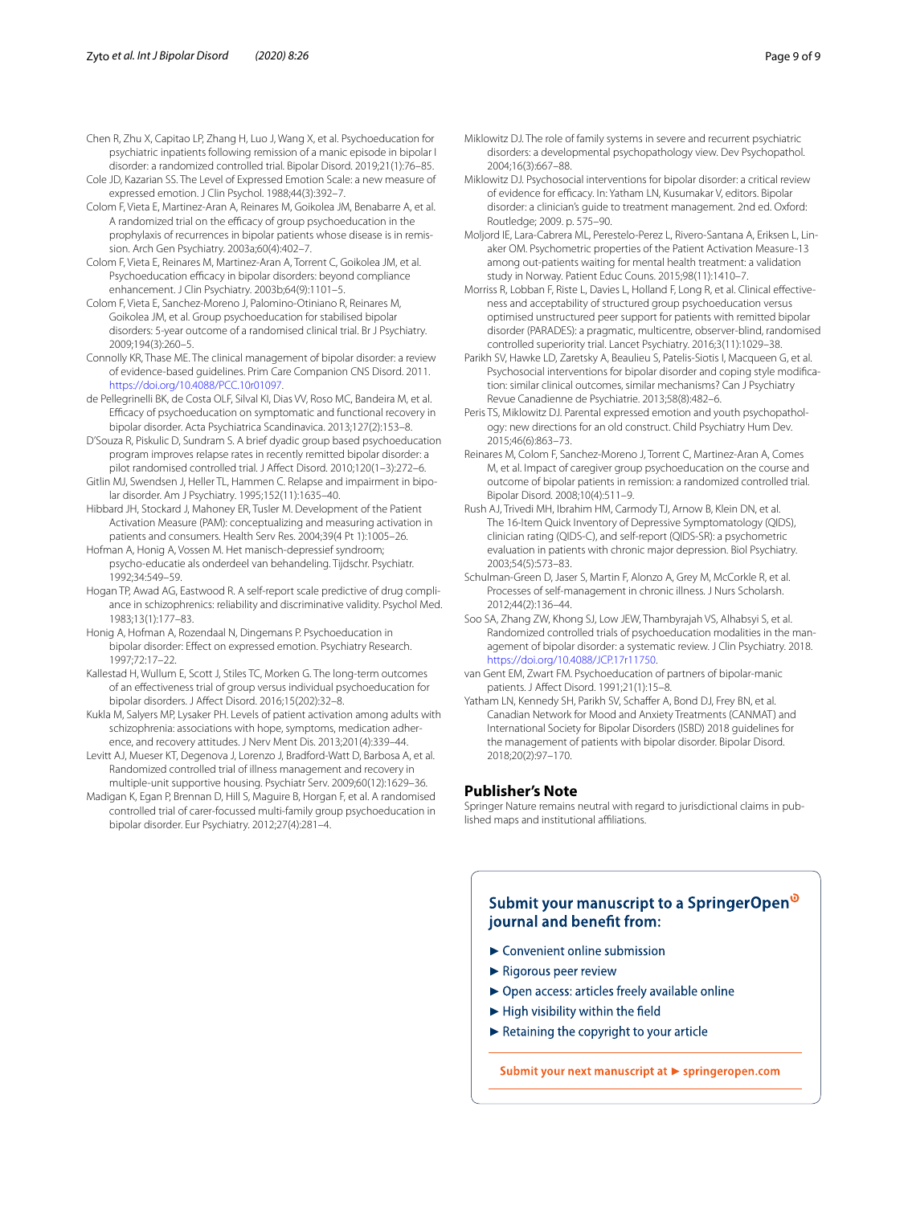Chen R, Zhu X, Capitao LP, Zhang H, Luo J, Wang X, et al. Psychoeducation for psychiatric inpatients following remission of a manic episode in bipolar I disorder: a randomized controlled trial. Bipolar Disord. 2019;21(1):76–85.

Cole JD, Kazarian SS. The Level of Expressed Emotion Scale: a new measure of expressed emotion. J Clin Psychol. 1988;44(3):392–7.

Colom F, Vieta E, Martinez-Aran A, Reinares M, Goikolea JM, Benabarre A, et al. A randomized trial on the efficacy of group psychoeducation in the prophylaxis of recurrences in bipolar patients whose disease is in remission. Arch Gen Psychiatry. 2003a;60(4):402–7.

Colom F, Vieta E, Reinares M, Martinez-Aran A, Torrent C, Goikolea JM, et al. Psychoeducation efficacy in bipolar disorders: beyond compliance enhancement. J Clin Psychiatry. 2003b;64(9):1101–5.

Colom F, Vieta E, Sanchez-Moreno J, Palomino-Otiniano R, Reinares M, Goikolea JM, et al. Group psychoeducation for stabilised bipolar disorders: 5-year outcome of a randomised clinical trial. Br J Psychiatry. 2009;194(3):260–5.

Connolly KR, Thase ME. The clinical management of bipolar disorder: a review of evidence-based guidelines. Prim Care Companion CNS Disord. 2011. https://doi.org/10.4088/PCC.10r01097.

de Pellegrinelli BK, de Costa OLF, Silval KI, Dias VV, Roso MC, Bandeira M, et al. Efficacy of psychoeducation on symptomatic and functional recovery in bipolar disorder. Acta Psychiatrica Scandinavica. 2013;127(2):153–8.

D'Souza R, Piskulic D, Sundram S. A brief dyadic group based psychoeducation program improves relapse rates in recently remitted bipolar disorder: a pilot randomised controlled trial. J Affect Disord. 2010;120(1–3):272–6.

Gitlin MJ, Swendsen J, Heller TL, Hammen C. Relapse and impairment in bipolar disorder. Am J Psychiatry. 1995;152(11):1635–40.

Hibbard JH, Stockard J, Mahoney ER, Tusler M. Development of the Patient Activation Measure (PAM): conceptualizing and measuring activation in patients and consumers. Health Serv Res. 2004;39(4 Pt 1):1005–26.

Hofman A, Honig A, Vossen M. Het manisch-depressief syndroom; psycho-educatie als onderdeel van behandeling. Tijdschr. Psychiatr. 1992;34:549–59.

Hogan TP, Awad AG, Eastwood R. A self-report scale predictive of drug compliance in schizophrenics: reliability and discriminative validity. Psychol Med. 1983;13(1):177–83.

Honig A, Hofman A, Rozendaal N, Dingemans P. Psychoeducation in bipolar disorder: Effect on expressed emotion. Psychiatry Research. 1997;72:17–22.

Kallestad H, Wullum E, Scott J, Stiles TC, Morken G. The long-term outcomes of an effectiveness trial of group versus individual psychoeducation for bipolar disorders. J Affect Disord. 2016;15(202):32–8.

Kukla M, Salyers MP, Lysaker PH. Levels of patient activation among adults with schizophrenia: associations with hope, symptoms, medication adherence, and recovery attitudes. J Nerv Ment Dis. 2013;201(4):339–44.

Levitt AJ, Mueser KT, Degenova J, Lorenzo J, Bradford-Watt D, Barbosa A, et al. Randomized controlled trial of illness management and recovery in multiple-unit supportive housing. Psychiatr Serv. 2009;60(12):1629–36.

Madigan K, Egan P, Brennan D, Hill S, Maguire B, Horgan F, et al. A randomised controlled trial of carer-focussed multi-family group psychoeducation in bipolar disorder. Eur Psychiatry. 2012;27(4):281–4.

Miklowitz DJ. The role of family systems in severe and recurrent psychiatric disorders: a developmental psychopathology view. Dev Psychopathol. 2004;16(3):667–88.

Miklowitz DJ. Psychosocial interventions for bipolar disorder: a critical review of evidence for efficacy. In: Yatham LN, Kusumakar V, editors. Bipolar disorder: a clinician's guide to treatment management. 2nd ed. Oxford: Routledge; 2009. p. 575–90.

Moljord IE, Lara-Cabrera ML, Perestelo-Perez L, Rivero-Santana A, Eriksen L, Linaker OM. Psychometric properties of the Patient Activation Measure-13 among out-patients waiting for mental health treatment: a validation study in Norway. Patient Educ Couns. 2015;98(11):1410–7.

Morriss R, Lobban F, Riste L, Davies L, Holland F, Long R, et al. Clinical effectiveness and acceptability of structured group psychoeducation versus optimised unstructured peer support for patients with remitted bipolar disorder (PARADES): a pragmatic, multicentre, observer-blind, randomised controlled superiority trial. Lancet Psychiatry. 2016;3(11):1029–38.

Parikh SV, Hawke LD, Zaretsky A, Beaulieu S, Patelis-Siotis I, Macqueen G, et al. Psychosocial interventions for bipolar disorder and coping style modification: similar clinical outcomes, similar mechanisms? Can J Psychiatry Revue Canadienne de Psychiatrie. 2013;58(8):482–6.

Peris TS, Miklowitz DJ. Parental expressed emotion and youth psychopathology: new directions for an old construct. Child Psychiatry Hum Dev. 2015;46(6):863–73.

Reinares M, Colom F, Sanchez-Moreno J, Torrent C, Martinez-Aran A, Comes M, et al. Impact of caregiver group psychoeducation on the course and outcome of bipolar patients in remission: a randomized controlled trial. Bipolar Disord. 2008;10(4):511–9.

Rush AJ, Trivedi MH, Ibrahim HM, Carmody TJ, Arnow B, Klein DN, et al. The 16-Item Quick Inventory of Depressive Symptomatology (QIDS), clinician rating (QIDS-C), and self-report (QIDS-SR): a psychometric evaluation in patients with chronic major depression. Biol Psychiatry. 2003;54(5):573–83.

Schulman-Green D, Jaser S, Martin F, Alonzo A, Grey M, McCorkle R, et al. Processes of self-management in chronic illness. J Nurs Scholarsh. 2012;44(2):136–44.

Soo SA, Zhang ZW, Khong SJ, Low JEW, Thambyrajah VS, Alhabsyi S, et al. Randomized controlled trials of psychoeducation modalities in the management of bipolar disorder: a systematic review. J Clin Psychiatry. 2018. https://doi.org/10.4088/JCP.17r11750.

van Gent EM, Zwart FM. Psychoeducation of partners of bipolar-manic patients. J Affect Disord. 1991;21(1):15–8.

Yatham LN, Kennedy SH, Parikh SV, Schaffer A, Bond DJ, Frey BN, et al. Canadian Network for Mood and Anxiety Treatments (CANMAT) and International Society for Bipolar Disorders (ISBD) 2018 guidelines for the management of patients with bipolar disorder. Bipolar Disord. 2018;20(2):97–170.

## Publisher's Note

Springer Nature remains neutral with regard to jurisdictional claims in published maps and institutional affiliations.

**Submit your manuscript to a SpringerOpen journal and benefit from:**

- ► Convenient online submission
- ► Rigorous peer review
- ► Open access: articles freely available online
- ► High visibility within the field
- ► Retaining the copyright to your article

**Submit your next manuscript at ► springeropen.com**